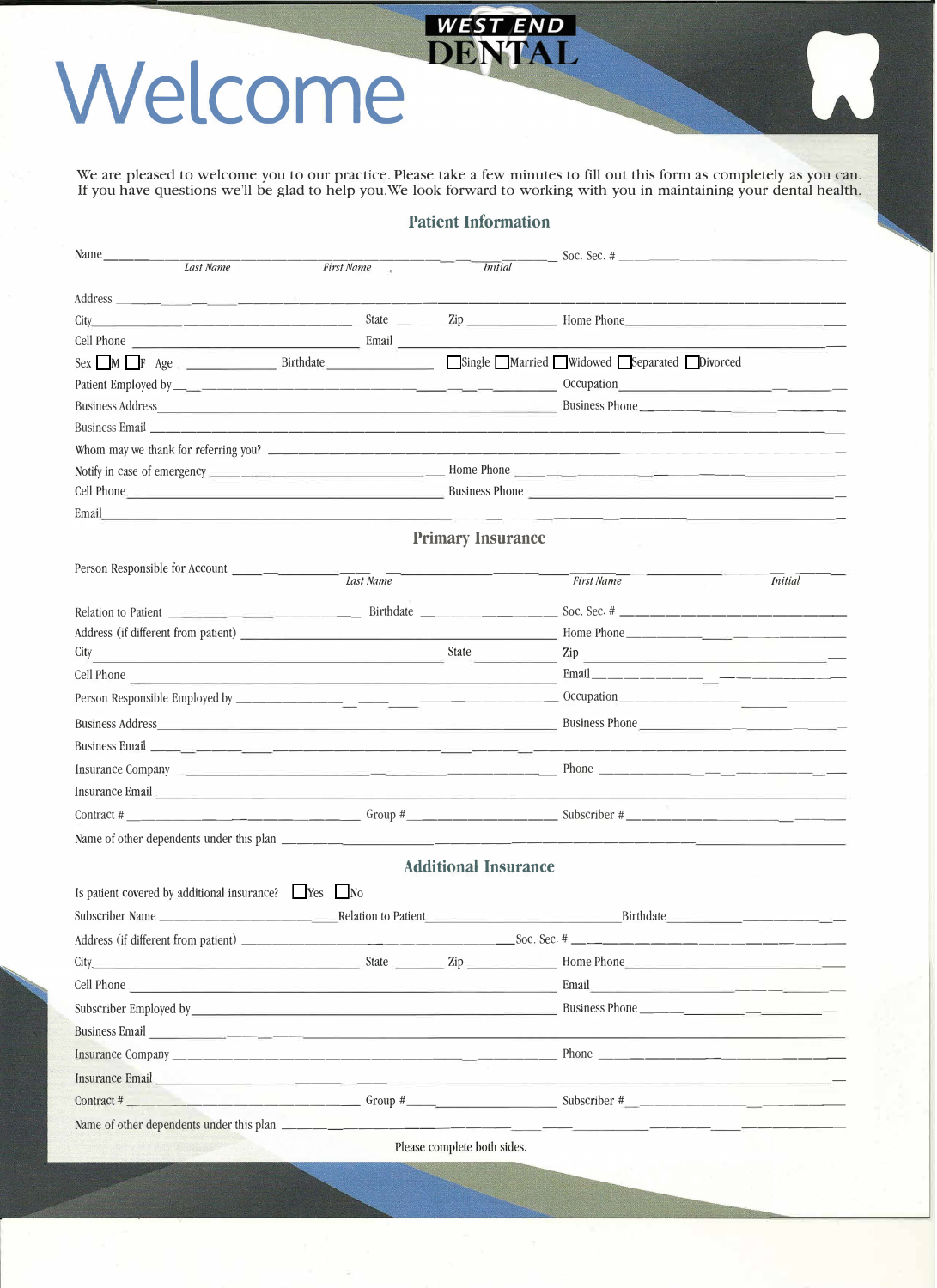# Welcome

**WEST END DENTAL**

We are pleased to welcome you to our practice. Please take a few minutes to fill out this form as completely as you can. If you have questions we'll be glad to help you. We look forward to working with you in maintaining your dental health.

## Patient Information

Name ______________________________________________ Soc. Sec. # ____________________
*Last Name* *First Name* *Initial*

Address ________________________________________________________________________

City ____________________ State ______ Zip ____________ Home Phone ____________________

Cell Phone ____________________ Email ________________________________________________

Sex ☐M ☐F Age ________ Birthdate ____________ ☐Single ☐Married ☐Widowed ☐Separated ☐Divorced

Patient Employed by ______________________________ Occupation ____________________

Business Address ______________________________ Business Phone ____________________

Business Email ________________________________________________________________

Whom may we thank for referring you? ____________________________________________

Notify in case of emergency ____________________ Home Phone ____________________

Cell Phone ____________________ Business Phone ____________________

Email ________________________________________________________________________

## Primary Insurance

Person Responsible for Account ______________________________________________
*Last Name* *First Name* *Initial*

Relation to Patient ____________ Birthdate ____________ Soc. Sec. # ____________________

Address (if different from patient) ______________________ Home Phone ____________________

City ____________________ State ______ Zip ____________

Cell Phone ______________________________ Email ____________________

Person Responsible Employed by ______________________ Occupation ____________________

Business Address ______________________________ Business Phone ____________________

Business Email ________________________________________________________________

Insurance Company ______________________________ Phone ____________________

Insurance Email ________________________________________________________________

Contract # ____________ Group # ____________ Subscriber # ____________

Name of other dependents under this plan ______________________________________

## Additional Insurance

Is patient covered by additional insurance? ☐Yes ☐No

Subscriber Name ____________ Relation to Patient ____________ Birthdate ____________

Address (if different from patient) ______________________ Soc. Sec. # ____________________

City ____________________ State ______ Zip ____________ Home Phone ____________________

Cell Phone ______________________________ Email ____________________

Subscriber Employed by ______________________________ Business Phone ____________________

Business Email ________________________________________________________________

Insurance Company ______________________________ Phone ____________________

Insurance Email ________________________________________________________________

Contract # ____________ Group # ____________ Subscriber # ____________

Name of other dependents under this plan ______________________________________

Please complete both sides.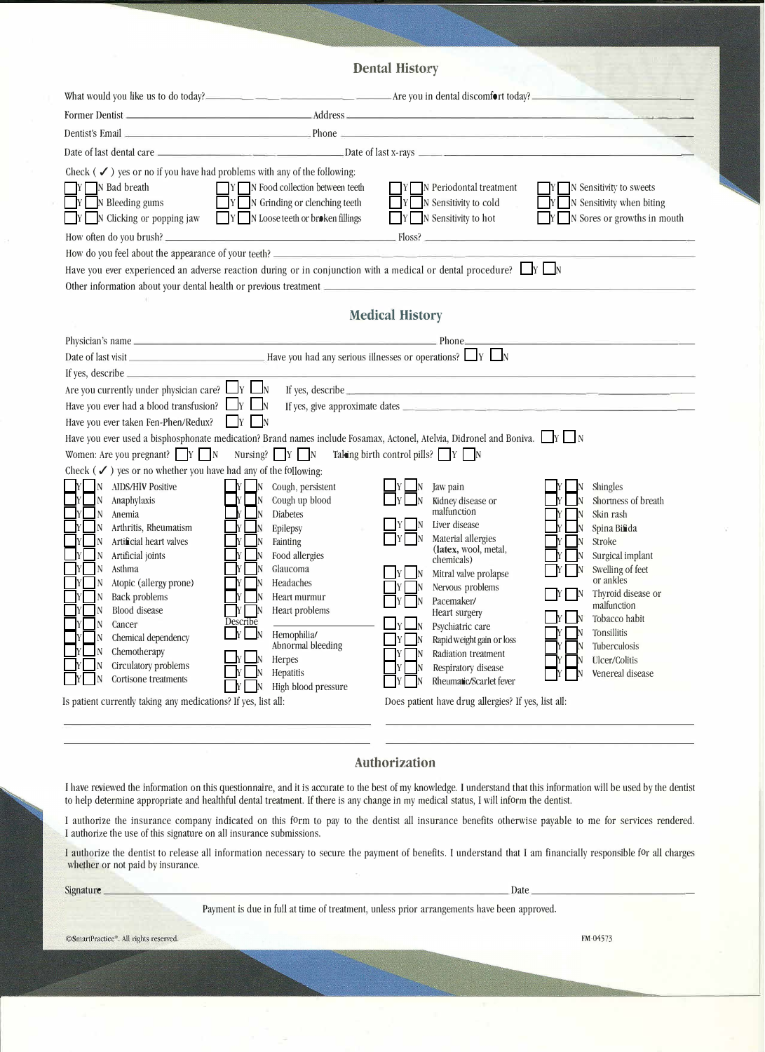## Dental History

What would you like us to do today? ______ Are you in dental discomfort today? ______

Former Dentist ______ Address ______

Dentist's Email ______ Phone ______

Date of last dental care ______ Date of last x-rays ______

Check ( ✓ ) yes or no if you have had problems with any of the following:

| | | | |
|---|---|---|---|
| ☐Y ☐N Bad breath | ☐Y ☐N Food collection between teeth | ☐Y ☐N Periodontal treatment | ☐Y ☐N Sensitivity to sweets |
| ☐Y ☐N Bleeding gums | ☐Y ☐N Grinding or clenching teeth | ☐Y ☐N Sensitivity to cold | ☐Y ☐N Sensitivity when biting |
| ☐Y ☐N Clicking or popping jaw | ☐Y ☐N Loose teeth or broken fillings | ☐Y ☐N Sensitivity to hot | ☐Y ☐N Sores or growths in mouth |

How often do you brush? ______ Floss? ______

How do you feel about the appearance of your teeth? ______

Have you ever experienced an adverse reaction during or in conjunction with a medical or dental procedure? ☐Y ☐N

Other information about your dental health or previous treatment ______

## Medical History

Physician's name ______ Phone ______

Date of last visit ______ Have you had any serious illnesses or operations? ☐Y ☐N

If yes, describe ______

Are you currently under physician care? ☐Y ☐N If yes, describe ______

Have you ever had a blood transfusion? ☐Y ☐N If yes, give approximate dates ______

Have you ever taken Fen-Phen/Redux? ☐Y ☐N

Have you ever used a bisphosphonate medication? Brand names include Fosamax, Actonel, Atelvia, Didronel and Boniva. ☐Y ☐N

Women: Are you pregnant? ☐Y ☐N Nursing? ☐Y ☐N Taking birth control pills? ☐Y ☐N

Check ( ✓ ) yes or no whether you have had any of the following:

| | | | |
|---|---|---|---|
| ☐Y ☐N AIDS/HIV Positive | ☐Y ☐N Cough, persistent | ☐Y ☐N Jaw pain | ☐Y ☐N Shingles |
| ☐Y ☐N Anaphylaxis | ☐Y ☐N Cough up blood | ☐Y ☐N Kidney disease or malfunction | ☐Y ☐N Shortness of breath |
| ☐Y ☐N Anemia | ☐Y ☐N Diabetes | ☐Y ☐N Liver disease | ☐Y ☐N Skin rash |
| ☐Y ☐N Arthritis, Rheumatism | ☐Y ☐N Epilepsy | ☐Y ☐N Material allergies (**latex**, wool, metal, chemicals) | ☐Y ☐N Spina Bifida |
| ☐Y ☐N Artificial heart valves | ☐Y ☐N Fainting | ☐Y ☐N Mitral valve prolapse | ☐Y ☐N Stroke |
| ☐Y ☐N Artificial joints | ☐Y ☐N Food allergies | ☐Y ☐N Nervous problems | ☐Y ☐N Surgical implant |
| ☐Y ☐N Asthma | ☐Y ☐N Glaucoma | ☐Y ☐N Pacemaker/ Heart surgery | ☐Y ☐N Swelling of feet or ankles |
| ☐Y ☐N Atopic (allergy prone) | ☐Y ☐N Headaches | ☐Y ☐N Psychiatric care | ☐Y ☐N Thyroid disease or malfunction |
| ☐Y ☐N Back problems | ☐Y ☐N Heart murmur | ☐Y ☐N Rapid weight gain or loss | ☐Y ☐N Tobacco habit |
| ☐Y ☐N Blood disease | ☐Y ☐N Heart problems | ☐Y ☐N Radiation treatment | ☐Y ☐N Tonsillitis |
| ☐Y ☐N Cancer | Describe ______ | ☐Y ☐N Respiratory disease | ☐Y ☐N Tuberculosis |
| ☐Y ☐N Chemical dependency | ☐Y ☐N Hemophilia/ Abnormal bleeding | ☐Y ☐N Rheumatic/Scarlet fever | ☐Y ☐N Ulcer/Colitis |
| ☐Y ☐N Chemotherapy | ☐Y ☐N Herpes | | ☐Y ☐N Venereal disease |
| ☐Y ☐N Circulatory problems | ☐Y ☐N Hepatitis | | |
| ☐Y ☐N Cortisone treatments | ☐Y ☐N High blood pressure | | |

Is patient currently taking any medications? If yes, list all:

______

Does patient have drug allergies? If yes, list all:

______

## Authorization

I have reviewed the information on this questionnaire, and it is accurate to the best of my knowledge. I understand that this information will be used by the dentist to help determine appropriate and healthful dental treatment. If there is any change in my medical status, I will inform the dentist.

I authorize the insurance company indicated on this form to pay to the dentist all insurance benefits otherwise payable to me for services rendered. I authorize the use of this signature on all insurance submissions.

I authorize the dentist to release all information necessary to secure the payment of benefits. I understand that I am financially responsible for all charges whether or not paid by insurance.

Signature ______ Date ______

Payment is due in full at time of treatment, unless prior arrangements have been approved.

©SmartPractice®. All rights reserved. FM-04573